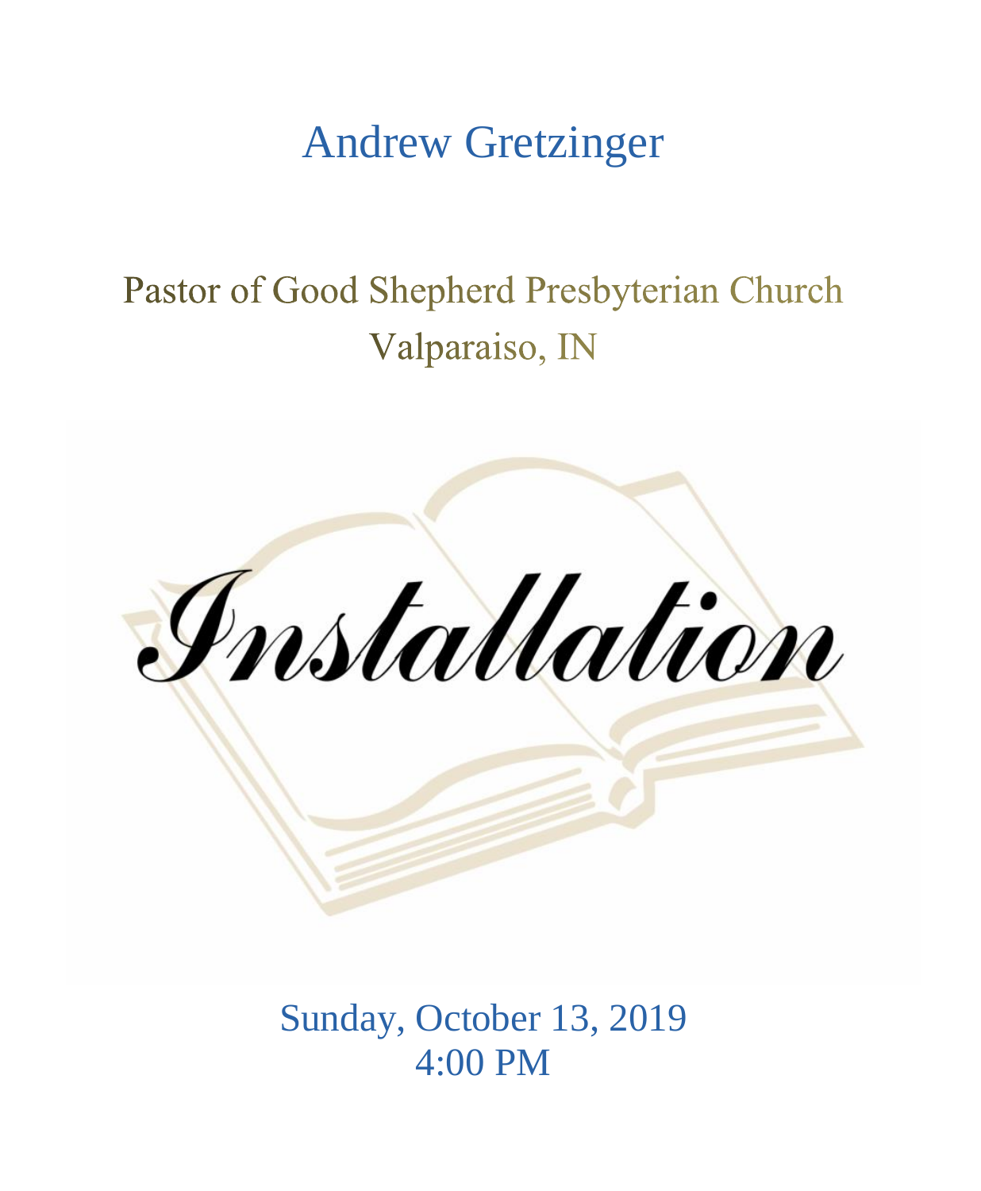# Andrew Gretzinger

## Pastor of Good Shepherd Presbyterian Church
## Valparaiso, IN

# *Installation*

Sunday, October 13, 2019
4:00 PM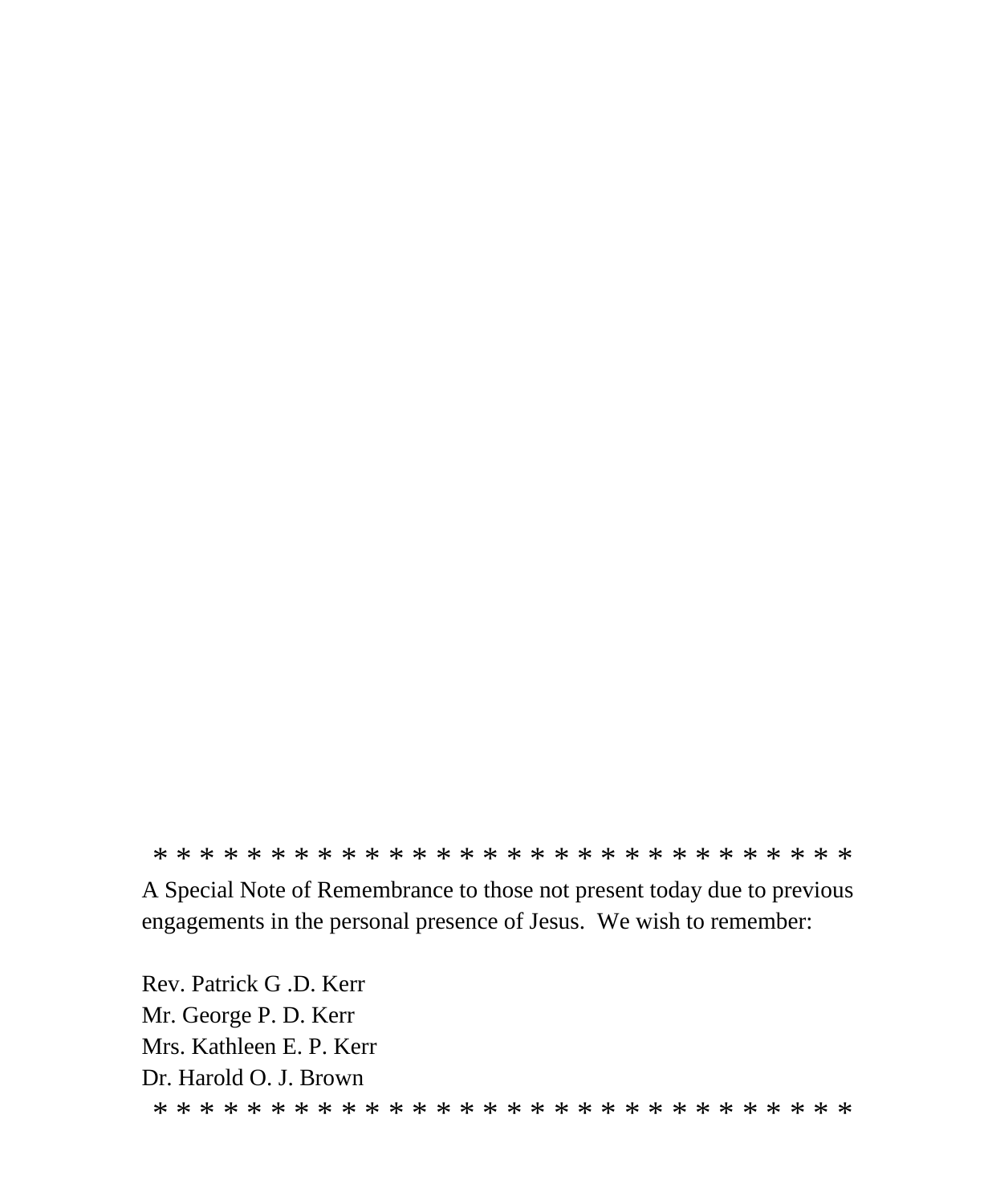* * * * * * * * * * * * * * * * * * * * * * * * * * * * * * *

A Special Note of Remembrance to those not present today due to previous engagements in the personal presence of Jesus.  We wish to remember:

Rev. Patrick G .D. Kerr  
Mr. George P. D. Kerr  
Mrs. Kathleen E. P. Kerr  
Dr. Harold O. J. Brown

* * * * * * * * * * * * * * * * * * * * * * * * * * * * * * *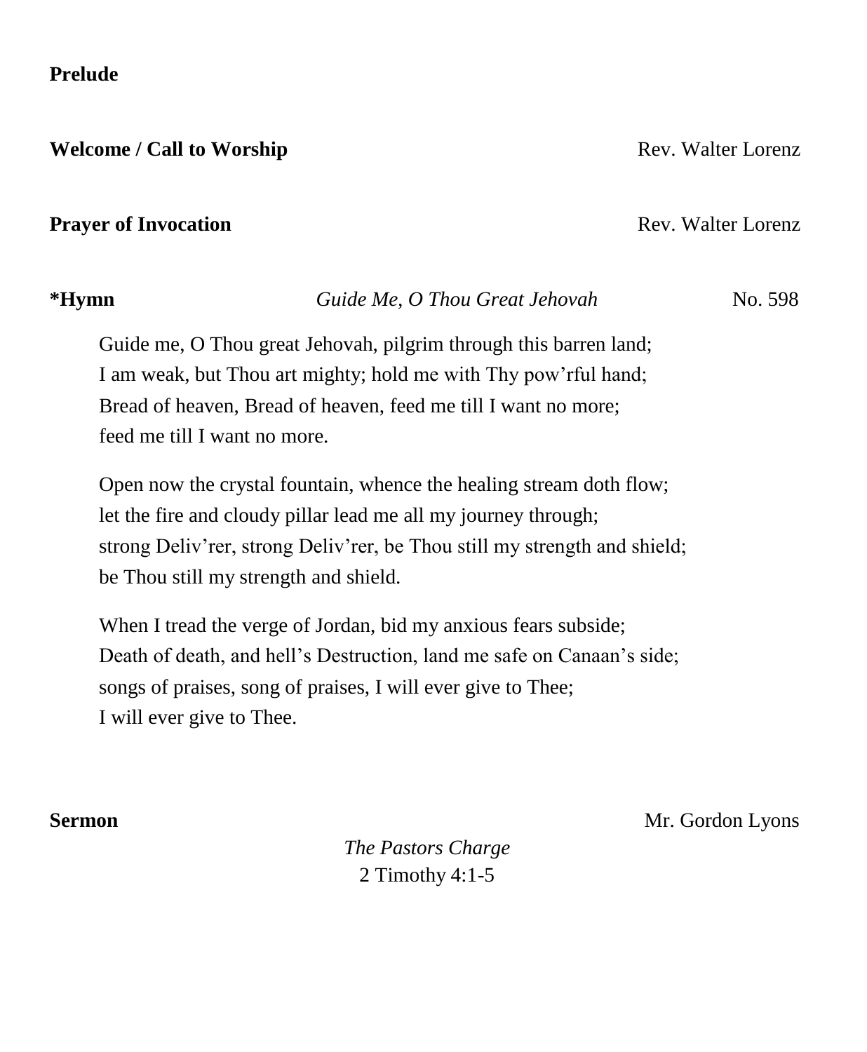**Prelude**

**Welcome / Call to Worship** Rev. Walter Lorenz

**Prayer of Invocation** Rev. Walter Lorenz

**\*Hymn** *Guide Me, O Thou Great Jehovah* No. 598

Guide me, O Thou great Jehovah, pilgrim through this barren land;
I am weak, but Thou art mighty; hold me with Thy pow'rful hand;
Bread of heaven, Bread of heaven, feed me till I want no more;
feed me till I want no more.

Open now the crystal fountain, whence the healing stream doth flow;
let the fire and cloudy pillar lead me all my journey through;
strong Deliv'rer, strong Deliv'rer, be Thou still my strength and shield;
be Thou still my strength and shield.

When I tread the verge of Jordan, bid my anxious fears subside;
Death of death, and hell's Destruction, land me safe on Canaan's side;
songs of praises, song of praises, I will ever give to Thee;
I will ever give to Thee.

**Sermon** Mr. Gordon Lyons

*The Pastors Charge*
2 Timothy 4:1-5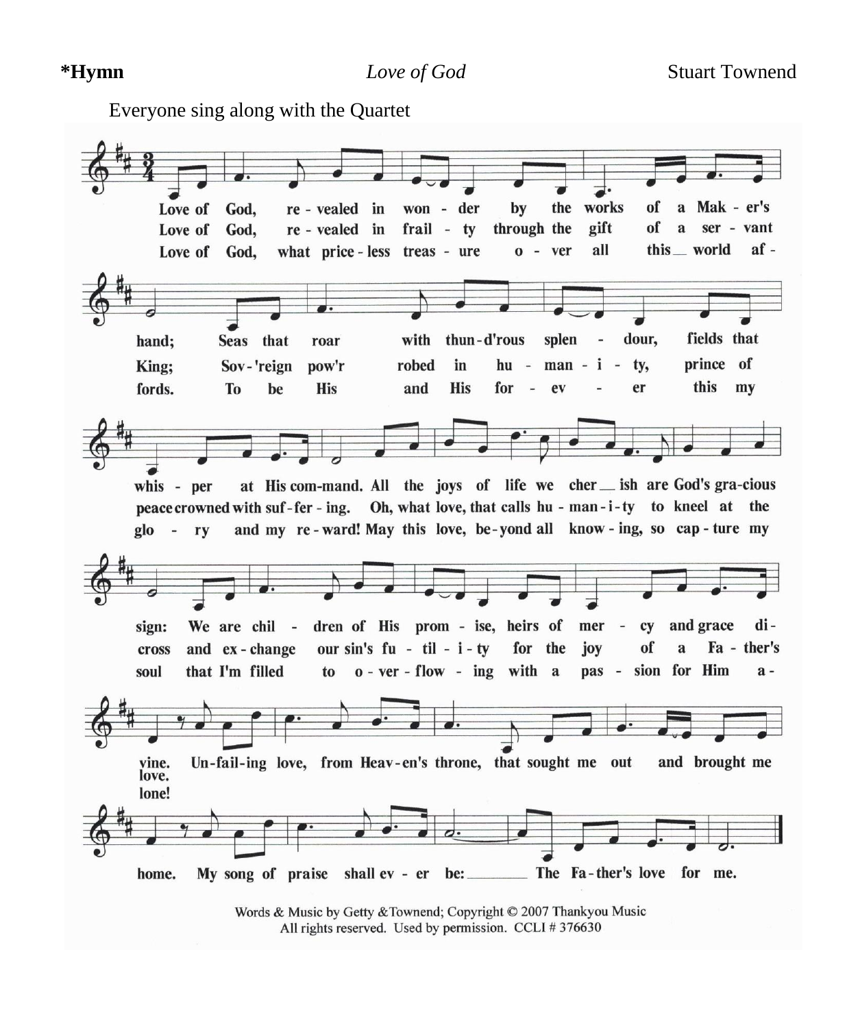**\*Hymn** *Love of God* Stuart Townend

Everyone sing along with the Quartet

Love of God, re - vealed in won - der by the works of a Mak - er's hand; Seas that roar with thun-d'rous splen - dour, fields that whis - per at His com-mand. All the joys of life we cher__ ish are God's gra-cious sign: We are chil - dren of His prom - ise, heirs of mer - cy and grace di - vine.

Love of God, re - vealed in frail - ty through the gift of a ser - vant King; Sov-'reign pow'r robed in hu - man - i - ty, prince of peace crowned with suf - fer - ing. Oh, what love, that calls hu - man - i - ty to kneel at the cross and ex - change our sin's fu - til - i - ty for the joy of a Fa - ther's love.

Love of God, what price - less treas - ure o - ver all this__ world af - fords. To be His and His for - ev - er this my glo - ry and my re - ward! May this love, be - yond all know - ing, so cap - ture my soul that I'm filled to o - ver - flow - ing with a pas - sion for Him a - lone!

Un-fail-ing love, from Heav-en's throne, that sought me out and brought me home. My song of praise shall ev - er be:_______ The Fa - ther's love for me.

Words & Music by Getty & Townend; Copyright © 2007 Thankyou Music
All rights reserved. Used by permission. CCLI # 376630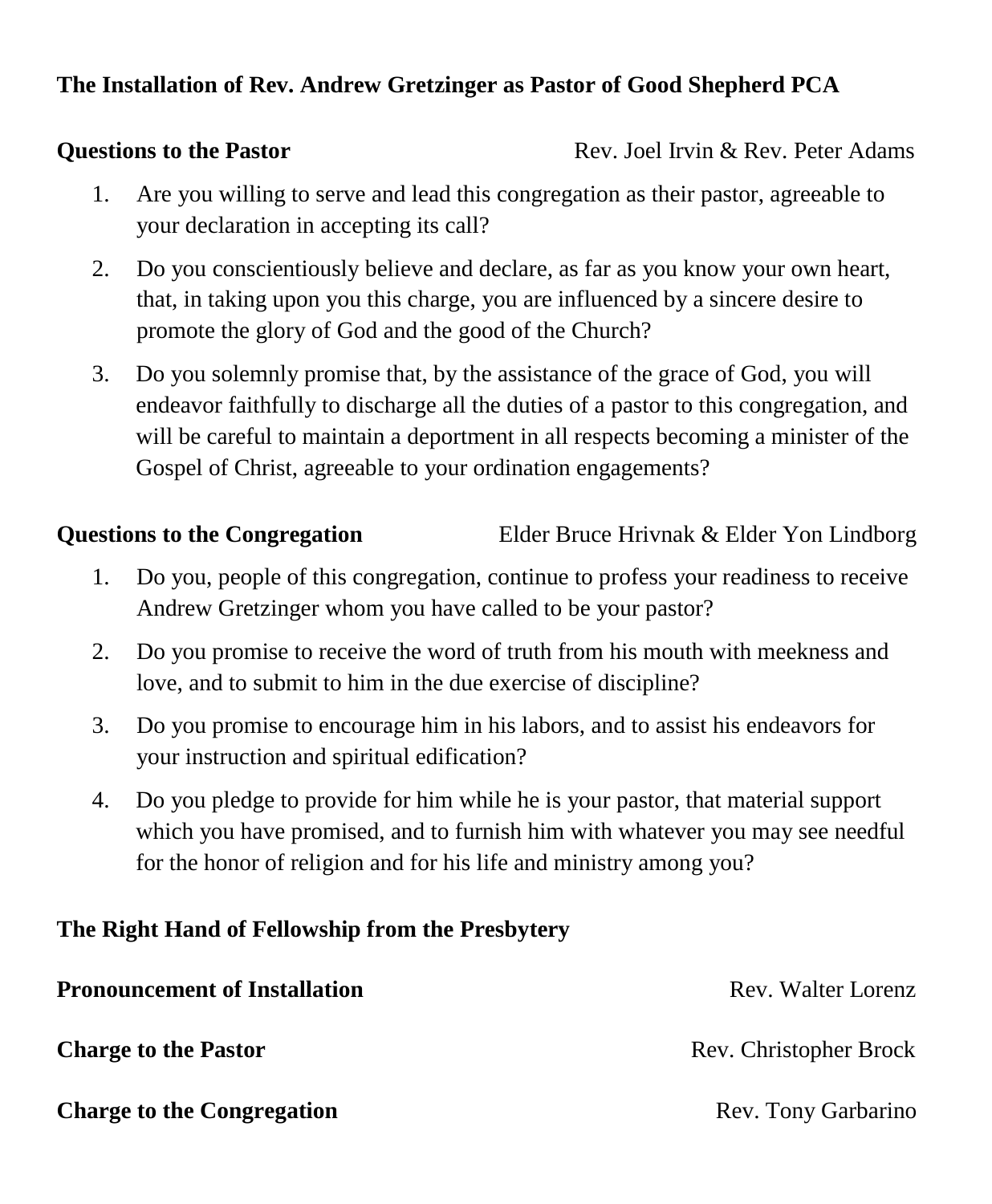**The Installation of Rev. Andrew Gretzinger as Pastor of Good Shepherd PCA**

**Questions to the Pastor** Rev. Joel Irvin & Rev. Peter Adams

1. Are you willing to serve and lead this congregation as their pastor, agreeable to your declaration in accepting its call?
2. Do you conscientiously believe and declare, as far as you know your own heart, that, in taking upon you this charge, you are influenced by a sincere desire to promote the glory of God and the good of the Church?
3. Do you solemnly promise that, by the assistance of the grace of God, you will endeavor faithfully to discharge all the duties of a pastor to this congregation, and will be careful to maintain a deportment in all respects becoming a minister of the Gospel of Christ, agreeable to your ordination engagements?

**Questions to the Congregation** Elder Bruce Hrivnak & Elder Yon Lindborg

1. Do you, people of this congregation, continue to profess your readiness to receive Andrew Gretzinger whom you have called to be your pastor?
2. Do you promise to receive the word of truth from his mouth with meekness and love, and to submit to him in the due exercise of discipline?
3. Do you promise to encourage him in his labors, and to assist his endeavors for your instruction and spiritual edification?
4. Do you pledge to provide for him while he is your pastor, that material support which you have promised, and to furnish him with whatever you may see needful for the honor of religion and for his life and ministry among you?

**The Right Hand of Fellowship from the Presbytery**

**Pronouncement of Installation** Rev. Walter Lorenz

**Charge to the Pastor** Rev. Christopher Brock

**Charge to the Congregation** Rev. Tony Garbarino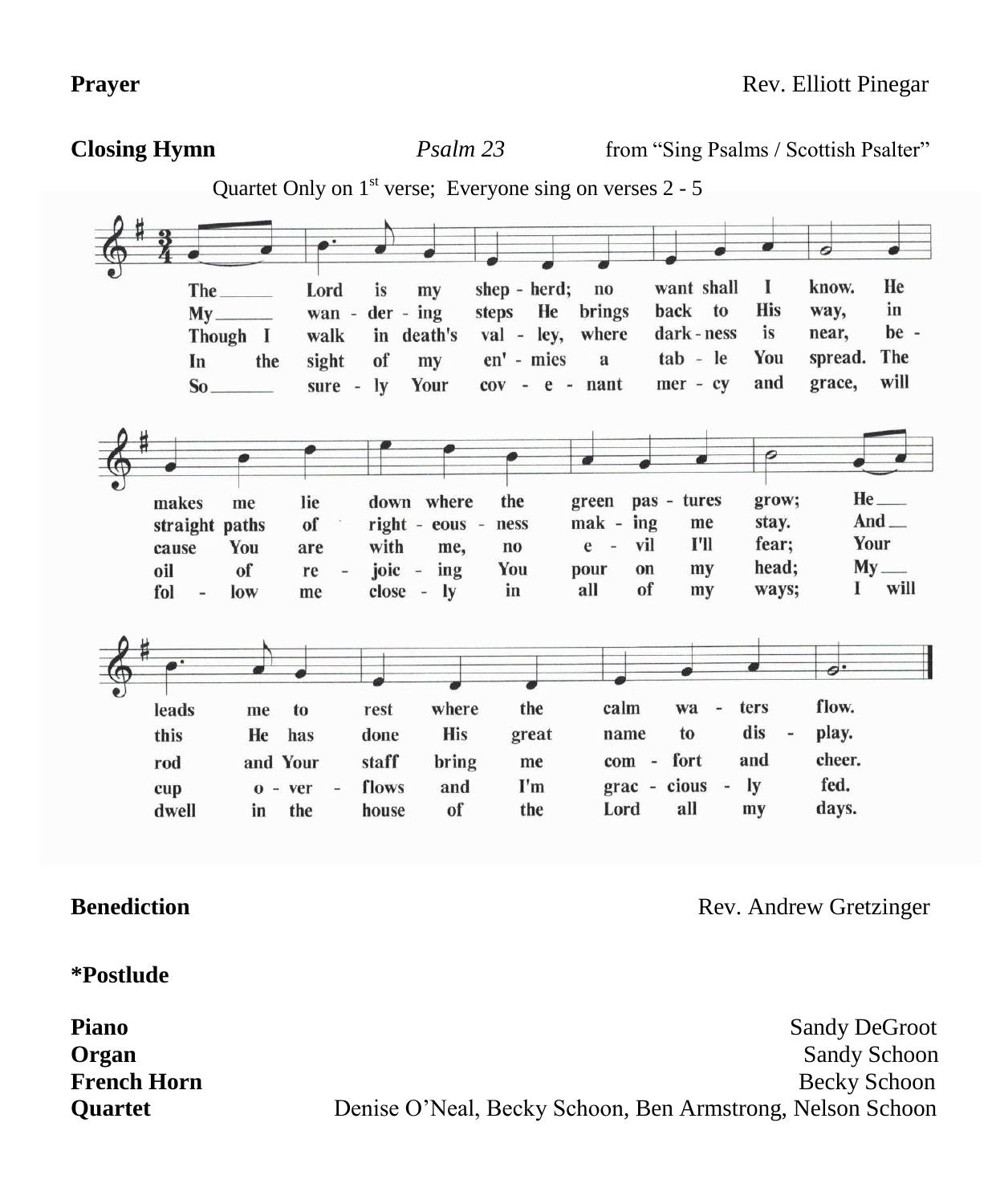**Prayer** Rev. Elliott Pinegar

**Closing Hymn** *Psalm 23* from "Sing Psalms / Scottish Psalter"

Quartet Only on 1st verse; Everyone sing on verses 2 - 5

1. The Lord is my shepherd; no want shall I know. He makes me lie down where the green pastures grow; He leads me to rest where the calm waters flow.
2. My wandering steps He brings back to His way, in straight paths of righteousness making me stay. And this He has done His great name to display.
3. Though I walk in death's valley, where darkness is near, because You are with me, no evil I'll fear; Your rod and Your staff bring me comfort and cheer.
4. In the sight of my en'mies a table You spread. The oil of rejoicing You pour on my head; My cup overflows and I'm graciously fed.
5. So surely Your covenant mercy and grace, will follow me closely in all of my ways; I will dwell in the house of the Lord all my days.

**Benediction** Rev. Andrew Gretzinger

***Postlude**

**Piano** Sandy DeGroot
**Organ** Sandy Schoon
**French Horn** Becky Schoon
**Quartet** Denise O'Neal, Becky Schoon, Ben Armstrong, Nelson Schoon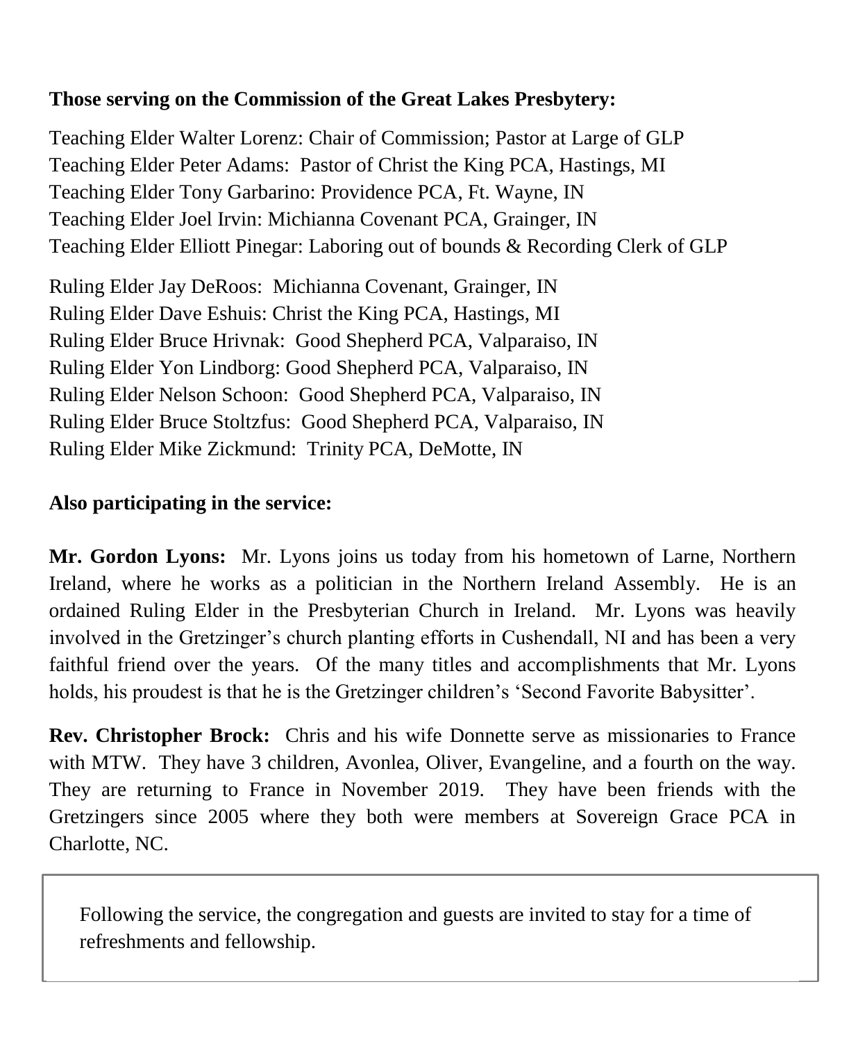**Those serving on the Commission of the Great Lakes Presbytery:**

Teaching Elder Walter Lorenz: Chair of Commission; Pastor at Large of GLP
Teaching Elder Peter Adams: Pastor of Christ the King PCA, Hastings, MI
Teaching Elder Tony Garbarino: Providence PCA, Ft. Wayne, IN
Teaching Elder Joel Irvin: Michianna Covenant PCA, Grainger, IN
Teaching Elder Elliott Pinegar: Laboring out of bounds & Recording Clerk of GLP

Ruling Elder Jay DeRoos: Michianna Covenant, Grainger, IN
Ruling Elder Dave Eshuis: Christ the King PCA, Hastings, MI
Ruling Elder Bruce Hrivnak: Good Shepherd PCA, Valparaiso, IN
Ruling Elder Yon Lindborg: Good Shepherd PCA, Valparaiso, IN
Ruling Elder Nelson Schoon: Good Shepherd PCA, Valparaiso, IN
Ruling Elder Bruce Stoltzfus: Good Shepherd PCA, Valparaiso, IN
Ruling Elder Mike Zickmund: Trinity PCA, DeMotte, IN

**Also participating in the service:**

**Mr. Gordon Lyons:** Mr. Lyons joins us today from his hometown of Larne, Northern Ireland, where he works as a politician in the Northern Ireland Assembly. He is an ordained Ruling Elder in the Presbyterian Church in Ireland. Mr. Lyons was heavily involved in the Gretzinger's church planting efforts in Cushendall, NI and has been a very faithful friend over the years. Of the many titles and accomplishments that Mr. Lyons holds, his proudest is that he is the Gretzinger children's 'Second Favorite Babysitter'.

**Rev. Christopher Brock:** Chris and his wife Donnette serve as missionaries to France with MTW. They have 3 children, Avonlea, Oliver, Evangeline, and a fourth on the way. They are returning to France in November 2019. They have been friends with the Gretzingers since 2005 where they both were members at Sovereign Grace PCA in Charlotte, NC.

Following the service, the congregation and guests are invited to stay for a time of refreshments and fellowship.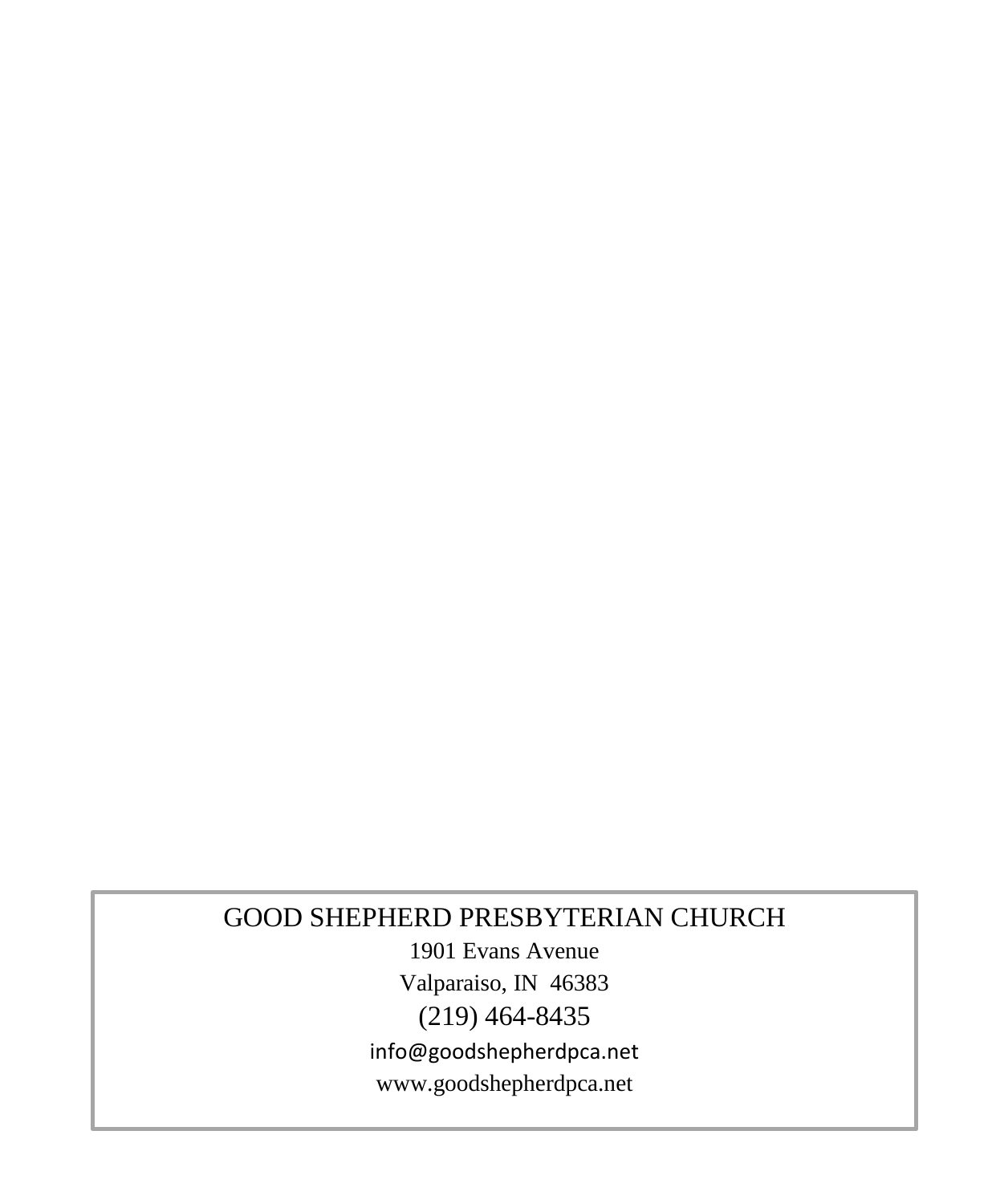GOOD SHEPHERD PRESBYTERIAN CHURCH

1901 Evans Avenue

Valparaiso, IN  46383

(219) 464-8435

info@goodshepherdpca.net

www.goodshepherdpca.net